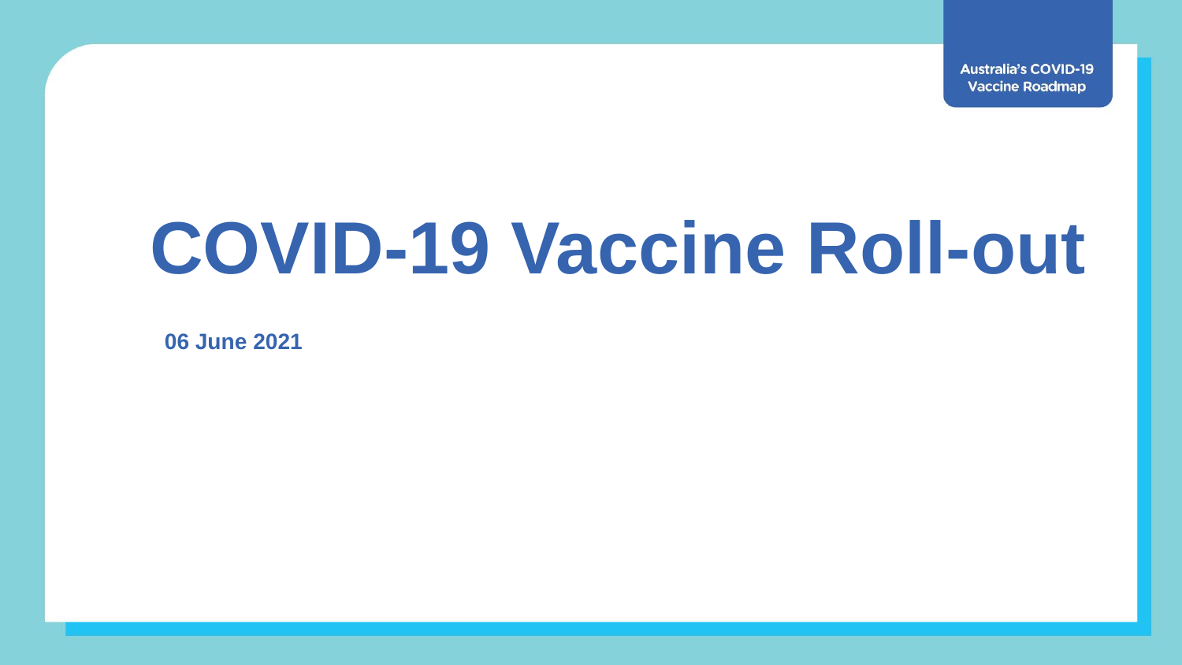Australia's COVID-19 Vaccine Roadmap

# COVID-19 Vaccine Roll-out

**06 June 2021**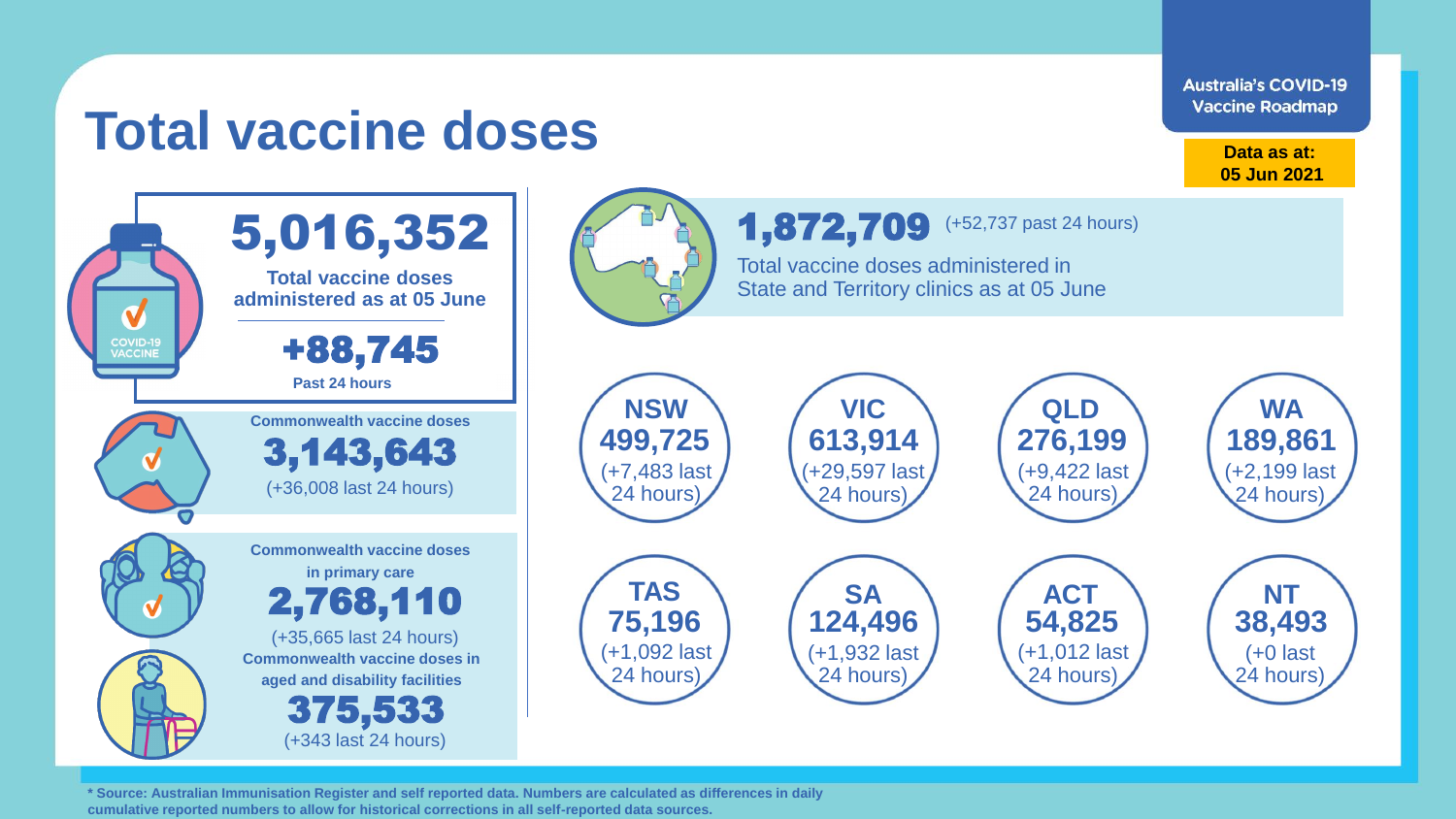# Total vaccine doses

**Australia's COVID-19 Vaccine Roadmap**

**Data as at: 05 Jun 2021**

## 5,016,352

**Total vaccine doses administered as at 05 June**

**+88,745**

**Past 24 hours**

**Commonwealth vaccine doses**

**3,143,643**

(+36,008 last 24 hours)

**Commonwealth vaccine doses in primary care**

**2,768,110**

(+35,665 last 24 hours)

**Commonwealth vaccine doses in aged and disability facilities**

**375,533**

(+343 last 24 hours)

## 1,872,709

(+52,737 past 24 hours)

Total vaccine doses administered in State and Territory clinics as at 05 June

| State/Territory | Doses | Last 24 hours |
|---|---|---|
| NSW | 499,725 | +7,483 |
| VIC | 613,914 | +29,597 |
| QLD | 276,199 | +9,422 |
| WA | 189,861 | +2,199 |
| TAS | 75,196 | +1,092 |
| SA | 124,496 | +1,932 |
| ACT | 54,825 | +1,012 |
| NT | 38,493 | +0 |

**\* Source: Australian Immunisation Register and self reported data. Numbers are calculated as differences in daily cumulative reported numbers to allow for historical corrections in all self-reported data sources.**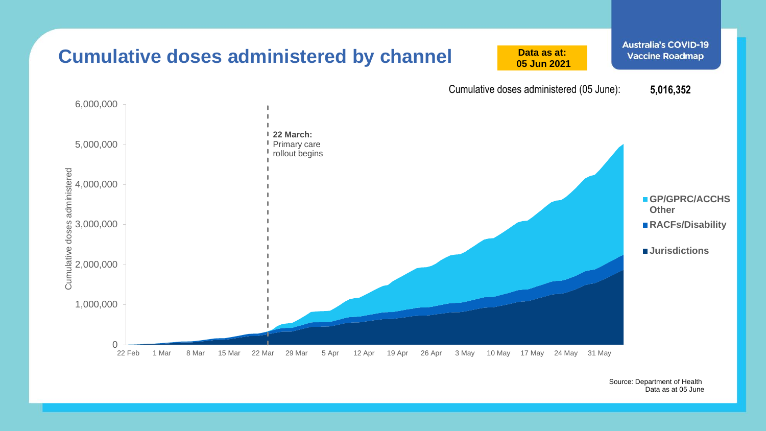# Cumulative doses administered by channel

**Data as at: 05 Jun 2021**

**Australia's COVID-19 Vaccine Roadmap**

Cumulative doses administered (05 June): **5,016,352**

Cumulative doses administered

6,000,000
5,000,000
4,000,000
3,000,000
2,000,000
1,000,000
0

22 Feb | 1 Mar | 8 Mar | 15 Mar | 22 Mar | 29 Mar | 5 Apr | 12 Apr | 19 Apr | 26 Apr | 3 May | 10 May | 17 May | 24 May | 31 May

**22 March:** Primary care rollout begins

- **GP/GPRC/ACCHS Other**
- **RACFs/Disability**
- **Jurisdictions**

Source: Department of Health
Data as at 05 June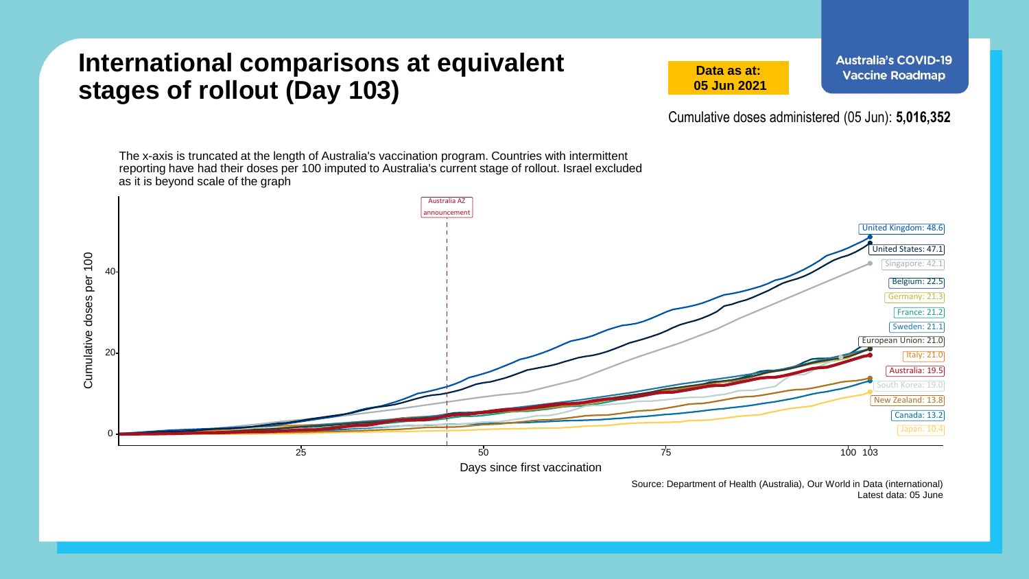# International comparisons at equivalent stages of rollout (Day 103)

**Data as at: 05 Jun 2021**

**Australia's COVID-19 Vaccine Roadmap**

Cumulative doses administered (05 Jun): **5,016,352**

The x-axis is truncated at the length of Australia's vaccination program. Countries with intermittent reporting have had their doses per 100 imputed to Australia's current stage of rollout. Israel excluded as it is beyond scale of the graph

Australia AZ announcement

| Country | Cumulative doses per 100 (Day 103) |
|---|---|
| United Kingdom | 48.6 |
| United States | 47.1 |
| Singapore | 42.1 |
| Belgium | 22.5 |
| Germany | 21.3 |
| France | 21.2 |
| Sweden | 21.1 |
| European Union | 21.0 |
| Italy | 21.0 |
| Australia | 19.5 |
| South Korea | 19.0 |
| New Zealand | 13.8 |
| Canada | 13.2 |
| Japan | 10.4 |

Y-axis: Cumulative doses per 100 (0, 20, 40)

X-axis: Days since first vaccination (25, 50, 75, 100, 103)

Source: Department of Health (Australia), Our World in Data (international)
Latest data: 05 June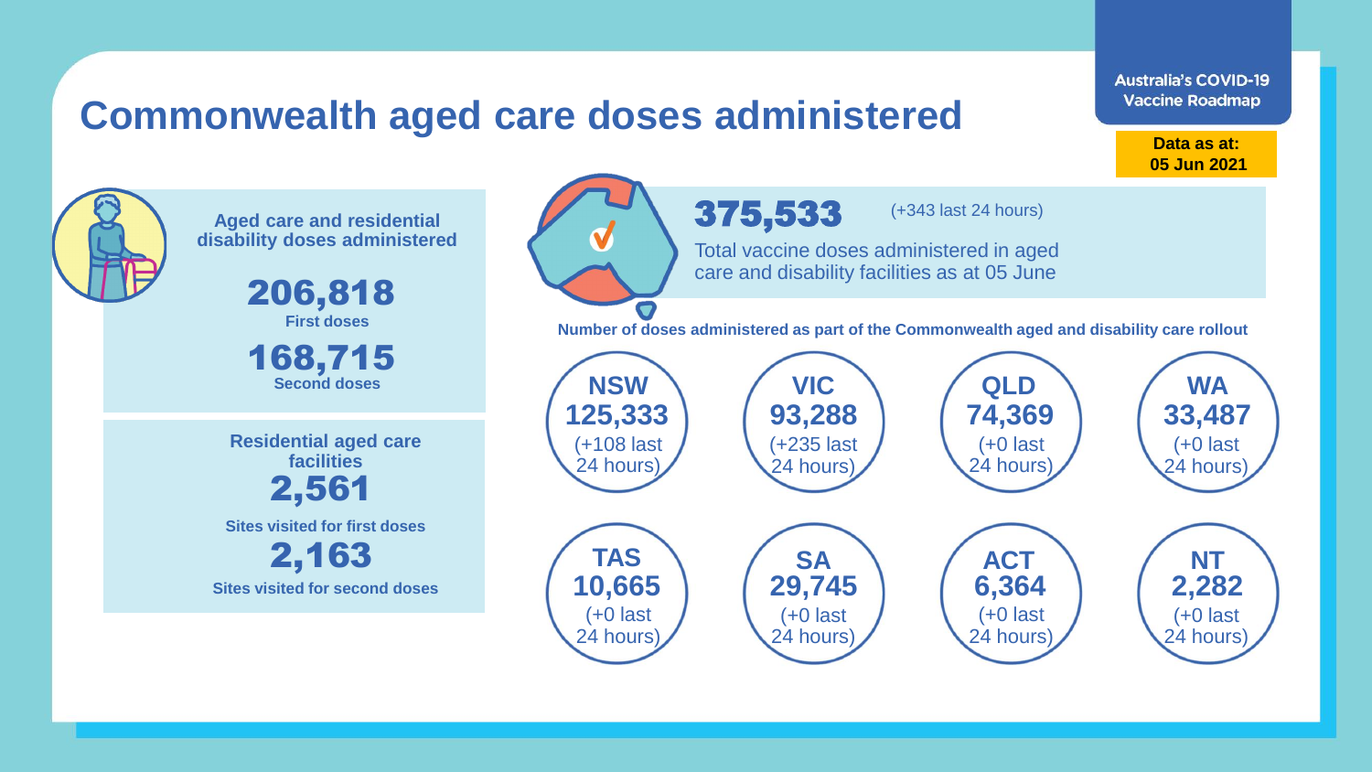# Commonwealth aged care doses administered

Australia's COVID-19 Vaccine Roadmap

**Data as at: 05 Jun 2021**

## Aged care and residential disability doses administered

**206,818**
First doses

**168,715**
Second doses

## Residential aged care facilities

**2,561**
Sites visited for first doses

**2,163**
Sites visited for second doses

**375,533** (+343 last 24 hours)

Total vaccine doses administered in aged care and disability facilities as at 05 June

**Number of doses administered as part of the Commonwealth aged and disability care rollout**

| State/Territory | Doses | Change |
|---|---|---|
| NSW | 125,333 | (+108 last 24 hours) |
| VIC | 93,288 | (+235 last 24 hours) |
| QLD | 74,369 | (+0 last 24 hours) |
| WA | 33,487 | (+0 last 24 hours) |
| TAS | 10,665 | (+0 last 24 hours) |
| SA | 29,745 | (+0 last 24 hours) |
| ACT | 6,364 | (+0 last 24 hours) |
| NT | 2,282 | (+0 last 24 hours) |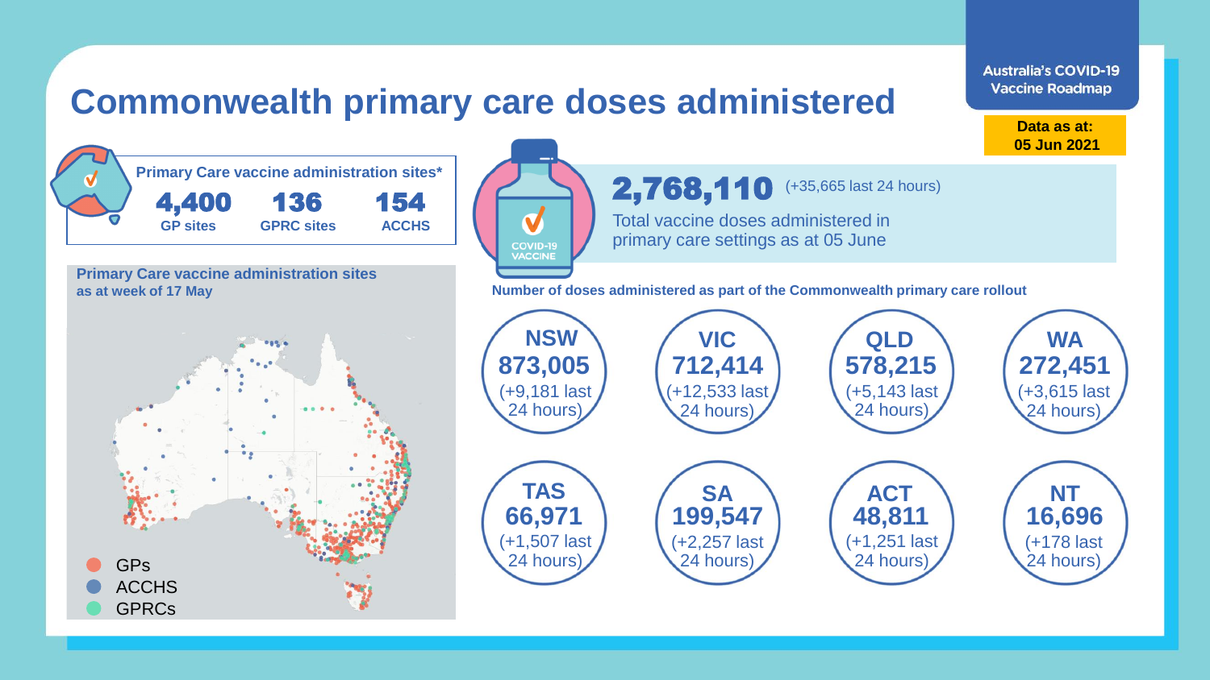# Commonwealth primary care doses administered

Australia's COVID-19 Vaccine Roadmap

**Data as at: 05 Jun 2021**

**Primary Care vaccine administration sites***

| | | |
|---|---|---|
| **4,400** | **136** | **154** |
| GP sites | GPRC sites | ACCHS |

**Primary Care vaccine administration sites as at week of 17 May**

GPs
ACCHS
GPRCs

COVID-19 VACCINE

**2,768,110** (+35,665 last 24 hours)

Total vaccine doses administered in primary care settings as at 05 June

**Number of doses administered as part of the Commonwealth primary care rollout**

| State/Territory | Doses administered | Last 24 hours |
|---|---|---|
| **NSW** | **873,005** | (+9,181 last 24 hours) |
| **VIC** | **712,414** | (+12,533 last 24 hours) |
| **QLD** | **578,215** | (+5,143 last 24 hours) |
| **WA** | **272,451** | (+3,615 last 24 hours) |
| **TAS** | **66,971** | (+1,507 last 24 hours) |
| **SA** | **199,547** | (+2,257 last 24 hours) |
| **ACT** | **48,811** | (+1,251 last 24 hours) |
| **NT** | **16,696** | (+178 last 24 hours) |